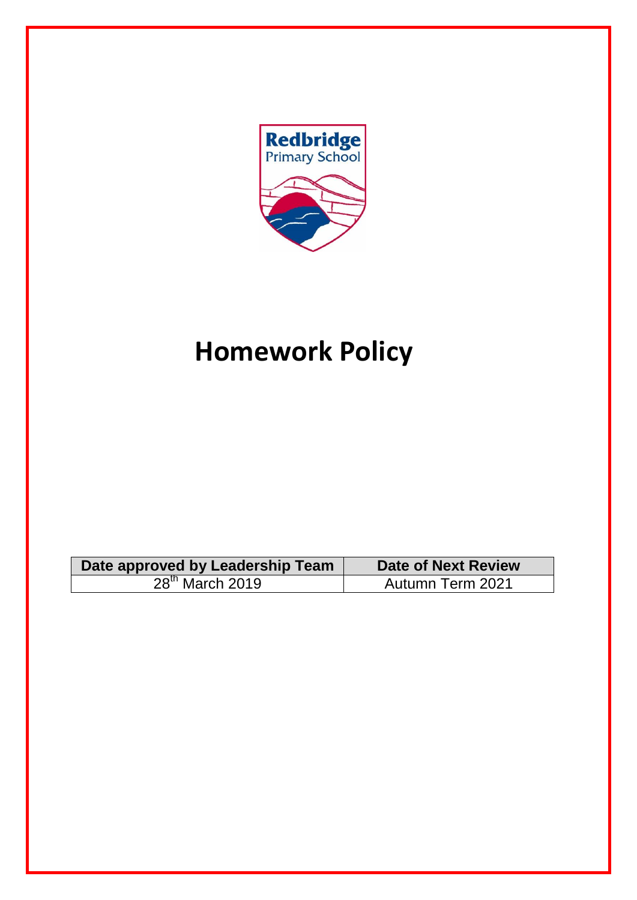Redbridge
Primary School

# Homework Policy

| Date approved by Leadership Team | Date of Next Review |
| --- | --- |
| 28th March 2019 | Autumn Term 2021 |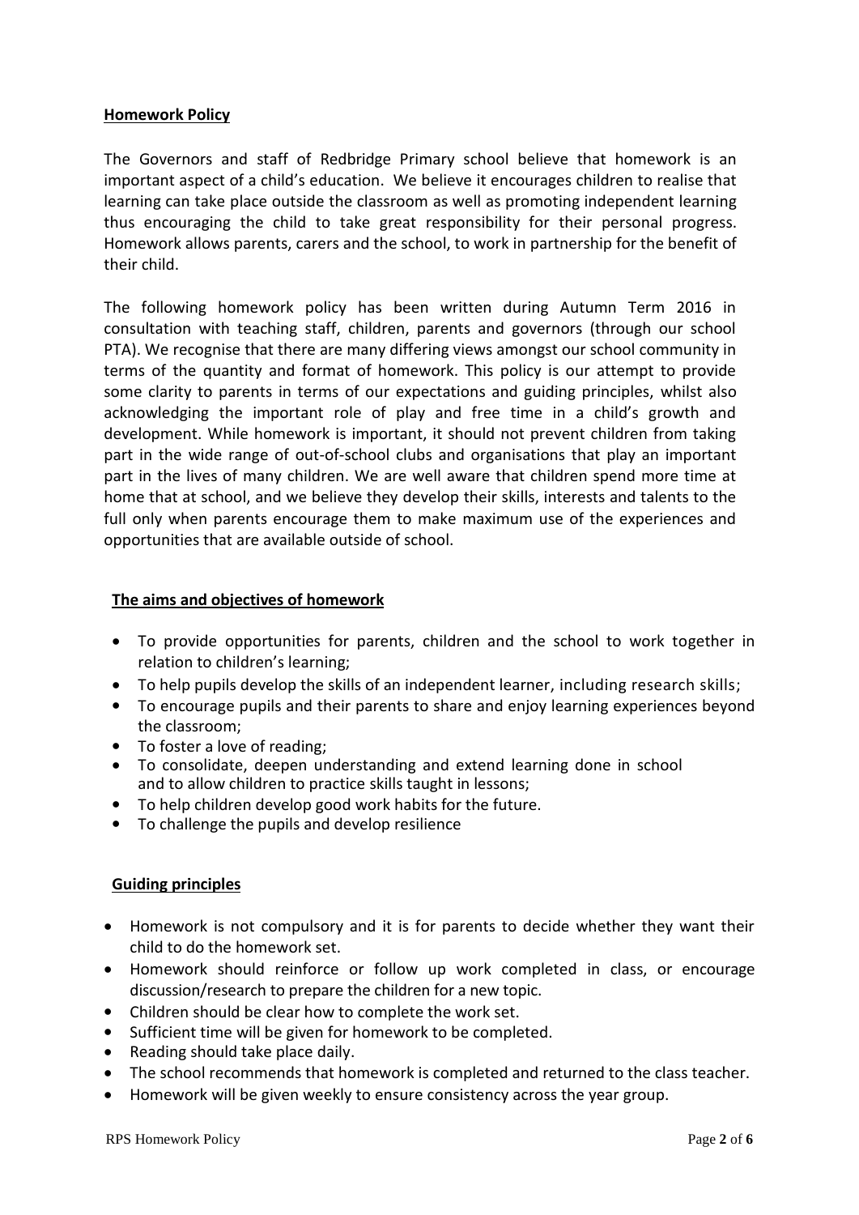**Homework Policy**

The Governors and staff of Redbridge Primary school believe that homework is an important aspect of a child's education. We believe it encourages children to realise that learning can take place outside the classroom as well as promoting independent learning thus encouraging the child to take great responsibility for their personal progress. Homework allows parents, carers and the school, to work in partnership for the benefit of their child.

The following homework policy has been written during Autumn Term 2016 in consultation with teaching staff, children, parents and governors (through our school PTA). We recognise that there are many differing views amongst our school community in terms of the quantity and format of homework. This policy is our attempt to provide some clarity to parents in terms of our expectations and guiding principles, whilst also acknowledging the important role of play and free time in a child's growth and development. While homework is important, it should not prevent children from taking part in the wide range of out-of-school clubs and organisations that play an important part in the lives of many children. We are well aware that children spend more time at home that at school, and we believe they develop their skills, interests and talents to the full only when parents encourage them to make maximum use of the experiences and opportunities that are available outside of school.

**The aims and objectives of homework**

- To provide opportunities for parents, children and the school to work together in relation to children's learning;
- To help pupils develop the skills of an independent learner, including research skills;
- To encourage pupils and their parents to share and enjoy learning experiences beyond the classroom;
- To foster a love of reading;
- To consolidate, deepen understanding and extend learning done in school and to allow children to practice skills taught in lessons;
- To help children develop good work habits for the future.
- To challenge the pupils and develop resilience

**Guiding principles**

- Homework is not compulsory and it is for parents to decide whether they want their child to do the homework set.
- Homework should reinforce or follow up work completed in class, or encourage discussion/research to prepare the children for a new topic.
- Children should be clear how to complete the work set.
- Sufficient time will be given for homework to be completed.
- Reading should take place daily.
- The school recommends that homework is completed and returned to the class teacher.
- Homework will be given weekly to ensure consistency across the year group.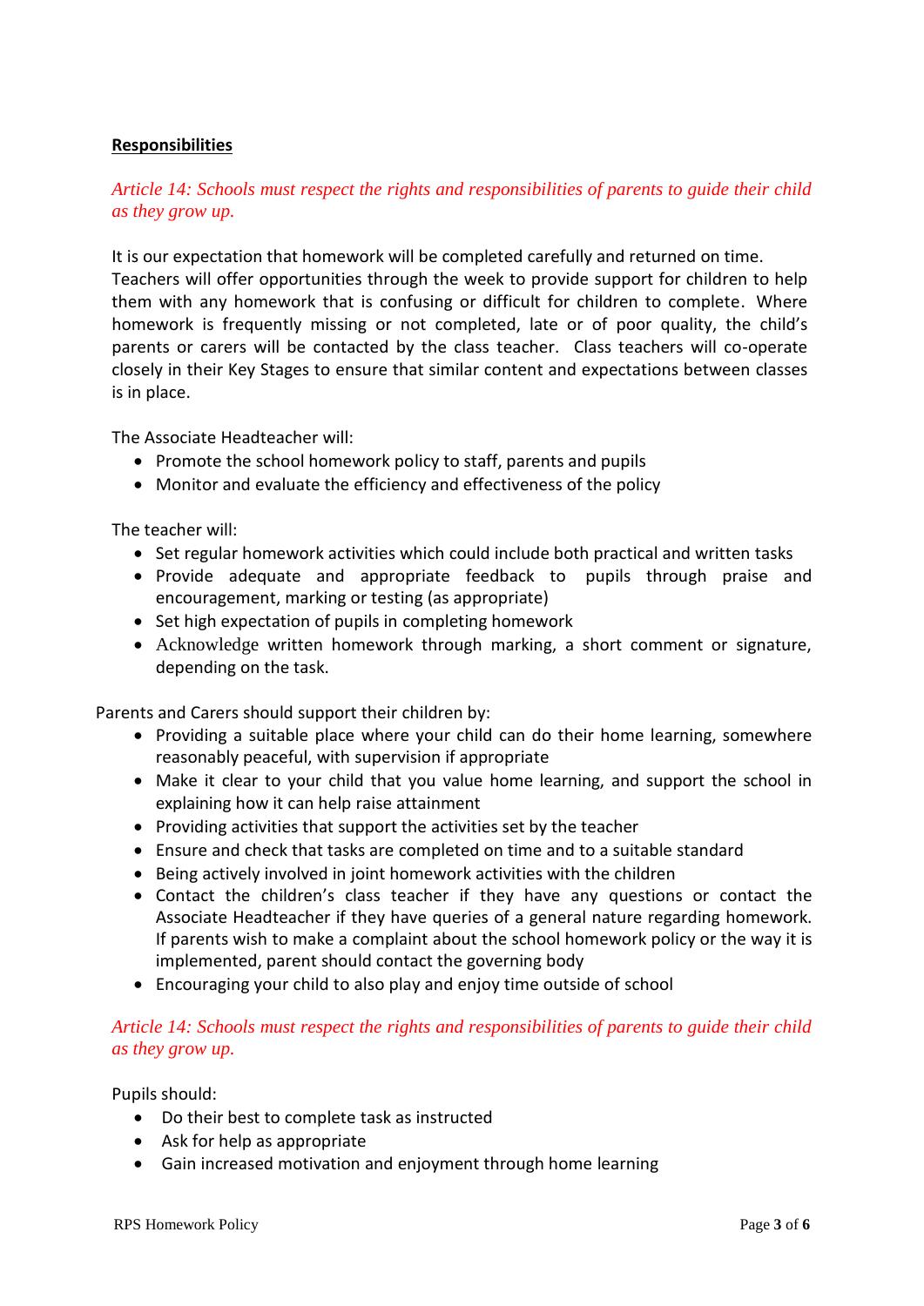**Responsibilities**

*Article 14: Schools must respect the rights and responsibilities of parents to guide their child as they grow up.*

It is our expectation that homework will be completed carefully and returned on time. Teachers will offer opportunities through the week to provide support for children to help them with any homework that is confusing or difficult for children to complete. Where homework is frequently missing or not completed, late or of poor quality, the child's parents or carers will be contacted by the class teacher. Class teachers will co-operate closely in their Key Stages to ensure that similar content and expectations between classes is in place.

The Associate Headteacher will:

- Promote the school homework policy to staff, parents and pupils
- Monitor and evaluate the efficiency and effectiveness of the policy

The teacher will:

- Set regular homework activities which could include both practical and written tasks
- Provide adequate and appropriate feedback to pupils through praise and encouragement, marking or testing (as appropriate)
- Set high expectation of pupils in completing homework
- Acknowledge written homework through marking, a short comment or signature, depending on the task.

Parents and Carers should support their children by:

- Providing a suitable place where your child can do their home learning, somewhere reasonably peaceful, with supervision if appropriate
- Make it clear to your child that you value home learning, and support the school in explaining how it can help raise attainment
- Providing activities that support the activities set by the teacher
- Ensure and check that tasks are completed on time and to a suitable standard
- Being actively involved in joint homework activities with the children
- Contact the children's class teacher if they have any questions or contact the Associate Headteacher if they have queries of a general nature regarding homework. If parents wish to make a complaint about the school homework policy or the way it is implemented, parent should contact the governing body
- Encouraging your child to also play and enjoy time outside of school

*Article 14: Schools must respect the rights and responsibilities of parents to guide their child as they grow up.*

Pupils should:

- Do their best to complete task as instructed
- Ask for help as appropriate
- Gain increased motivation and enjoyment through home learning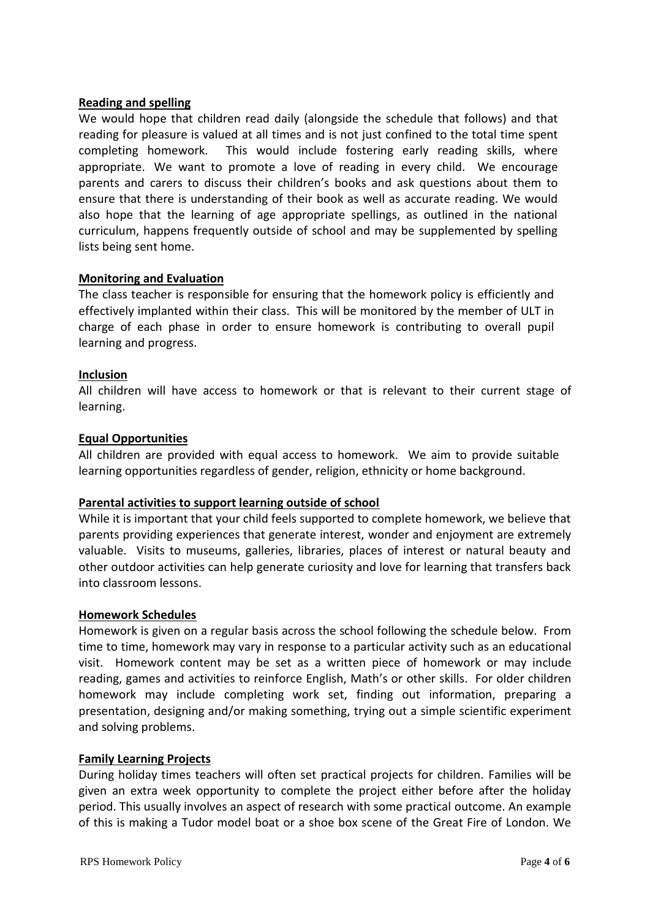**Reading and spelling**

We would hope that children read daily (alongside the schedule that follows) and that reading for pleasure is valued at all times and is not just confined to the total time spent completing homework. This would include fostering early reading skills, where appropriate. We want to promote a love of reading in every child. We encourage parents and carers to discuss their children's books and ask questions about them to ensure that there is understanding of their book as well as accurate reading. We would also hope that the learning of age appropriate spellings, as outlined in the national curriculum, happens frequently outside of school and may be supplemented by spelling lists being sent home.

**Monitoring and Evaluation**

The class teacher is responsible for ensuring that the homework policy is efficiently and effectively implanted within their class. This will be monitored by the member of ULT in charge of each phase in order to ensure homework is contributing to overall pupil learning and progress.

**Inclusion**

All children will have access to homework or that is relevant to their current stage of learning.

**Equal Opportunities**

All children are provided with equal access to homework. We aim to provide suitable learning opportunities regardless of gender, religion, ethnicity or home background.

**Parental activities to support learning outside of school**

While it is important that your child feels supported to complete homework, we believe that parents providing experiences that generate interest, wonder and enjoyment are extremely valuable. Visits to museums, galleries, libraries, places of interest or natural beauty and other outdoor activities can help generate curiosity and love for learning that transfers back into classroom lessons.

**Homework Schedules**

Homework is given on a regular basis across the school following the schedule below. From time to time, homework may vary in response to a particular activity such as an educational visit. Homework content may be set as a written piece of homework or may include reading, games and activities to reinforce English, Math's or other skills. For older children homework may include completing work set, finding out information, preparing a presentation, designing and/or making something, trying out a simple scientific experiment and solving problems.

**Family Learning Projects**

During holiday times teachers will often set practical projects for children. Families will be given an extra week opportunity to complete the project either before after the holiday period. This usually involves an aspect of research with some practical outcome. An example of this is making a Tudor model boat or a shoe box scene of the Great Fire of London. We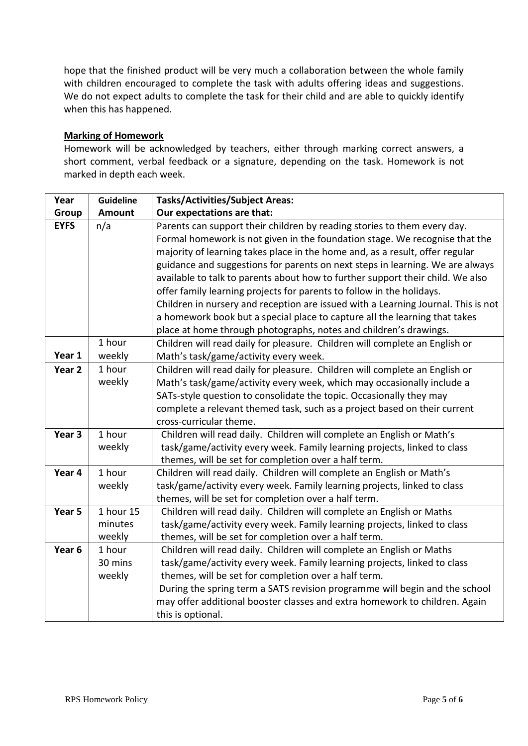hope that the finished product will be very much a collaboration between the whole family with children encouraged to complete the task with adults offering ideas and suggestions. We do not expect adults to complete the task for their child and are able to quickly identify when this has happened.

**Marking of Homework**

Homework will be acknowledged by teachers, either through marking correct answers, a short comment, verbal feedback or a signature, depending on the task. Homework is not marked in depth each week.

| Year Group | Guideline Amount | Tasks/Activities/Subject Areas: Our expectations are that: |
|---|---|---|
| **EYFS** | n/a | Parents can support their children by reading stories to them every day. Formal homework is not given in the foundation stage. We recognise that the majority of learning takes place in the home and, as a result, offer regular guidance and suggestions for parents on next steps in learning. We are always available to talk to parents about how to further support their child. We also offer family learning projects for parents to follow in the holidays. Children in nursery and reception are issued with a Learning Journal. This is not a homework book but a special place to capture all the learning that takes place at home through photographs, notes and children's drawings. |
| **Year 1** | 1 hour weekly | Children will read daily for pleasure. Children will complete an English or Math's task/game/activity every week. |
| **Year 2** | 1 hour weekly | Children will read daily for pleasure. Children will complete an English or Math's task/game/activity every week, which may occasionally include a SATs-style question to consolidate the topic. Occasionally they may complete a relevant themed task, such as a project based on their current cross-curricular theme. |
| **Year 3** | 1 hour weekly | Children will read daily. Children will complete an English or Math's task/game/activity every week. Family learning projects, linked to class themes, will be set for completion over a half term. |
| **Year 4** | 1 hour weekly | Children will read daily. Children will complete an English or Math's task/game/activity every week. Family learning projects, linked to class themes, will be set for completion over a half term. |
| **Year 5** | 1 hour 15 minutes weekly | Children will read daily. Children will complete an English or Maths task/game/activity every week. Family learning projects, linked to class themes, will be set for completion over a half term. |
| **Year 6** | 1 hour 30 mins weekly | Children will read daily. Children will complete an English or Maths task/game/activity every week. Family learning projects, linked to class themes, will be set for completion over a half term. During the spring term a SATS revision programme will begin and the school may offer additional booster classes and extra homework to children. Again this is optional. |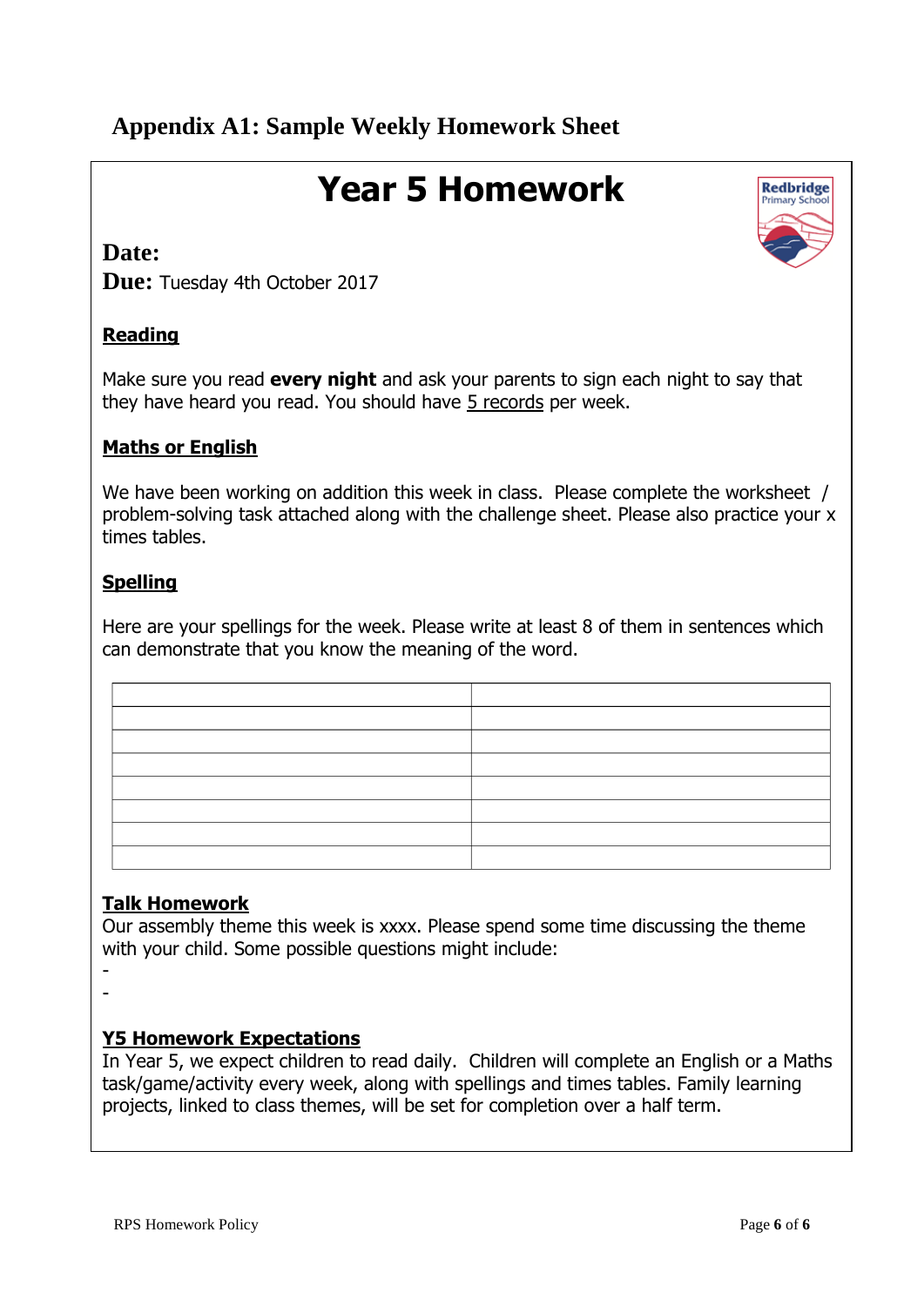## Appendix A1: Sample Weekly Homework Sheet

# Year 5 Homework

**Date:**

**Due:** Tuesday 4th October 2017

**Reading**

Make sure you read **every night** and ask your parents to sign each night to say that they have heard you read. You should have 5 records per week.

**Maths or English**

We have been working on addition this week in class. Please complete the worksheet / problem-solving task attached along with the challenge sheet. Please also practice your x times tables.

**Spelling**

Here are your spellings for the week. Please write at least 8 of them in sentences which can demonstrate that you know the meaning of the word.

| | |
|---|---|
| | |
| | |
| | |
| | |
| | |
| | |
| | |
| | |

**Talk Homework**

Our assembly theme this week is xxxx. Please spend some time discussing the theme with your child. Some possible questions might include:

-
-

**Y5 Homework Expectations**

In Year 5, we expect children to read daily. Children will complete an English or a Maths task/game/activity every week, along with spellings and times tables. Family learning projects, linked to class themes, will be set for completion over a half term.